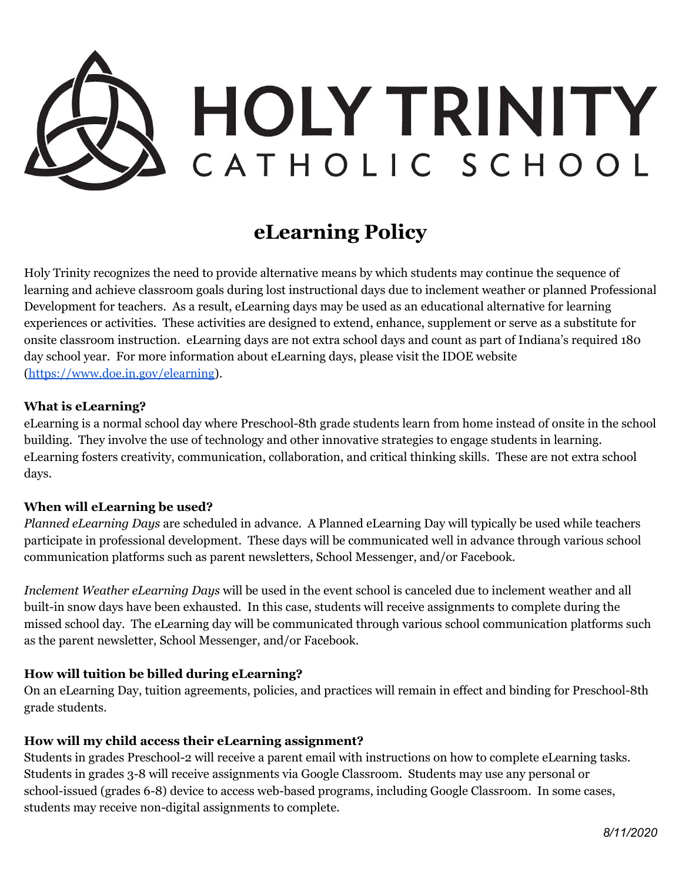# HOLY TRINITY CATHOLIC SCHOOL

## eLearning Policy

Holy Trinity recognizes the need to provide alternative means by which students may continue the sequence of learning and achieve classroom goals during lost instructional days due to inclement weather or planned Professional Development for teachers. As a result, eLearning days may be used as an educational alternative for learning experiences or activities. These activities are designed to extend, enhance, supplement or serve as a substitute for onsite classroom instruction. eLearning days are not extra school days and count as part of Indiana's required 180 day school year. For more information about eLearning days, please visit the IDOE website (https://www.doe.in.gov/elearning).

**What is eLearning?**
eLearning is a normal school day where Preschool-8th grade students learn from home instead of onsite in the school building. They involve the use of technology and other innovative strategies to engage students in learning. eLearning fosters creativity, communication, collaboration, and critical thinking skills. These are not extra school days.

**When will eLearning be used?**
*Planned eLearning Days* are scheduled in advance. A Planned eLearning Day will typically be used while teachers participate in professional development. These days will be communicated well in advance through various school communication platforms such as parent newsletters, School Messenger, and/or Facebook.

*Inclement Weather eLearning Days* will be used in the event school is canceled due to inclement weather and all built-in snow days have been exhausted. In this case, students will receive assignments to complete during the missed school day. The eLearning day will be communicated through various school communication platforms such as the parent newsletter, School Messenger, and/or Facebook.

**How will tuition be billed during eLearning?**
On an eLearning Day, tuition agreements, policies, and practices will remain in effect and binding for Preschool-8th grade students.

**How will my child access their eLearning assignment?**
Students in grades Preschool-2 will receive a parent email with instructions on how to complete eLearning tasks. Students in grades 3-8 will receive assignments via Google Classroom. Students may use any personal or school-issued (grades 6-8) device to access web-based programs, including Google Classroom. In some cases, students may receive non-digital assignments to complete.

*8/11/2020*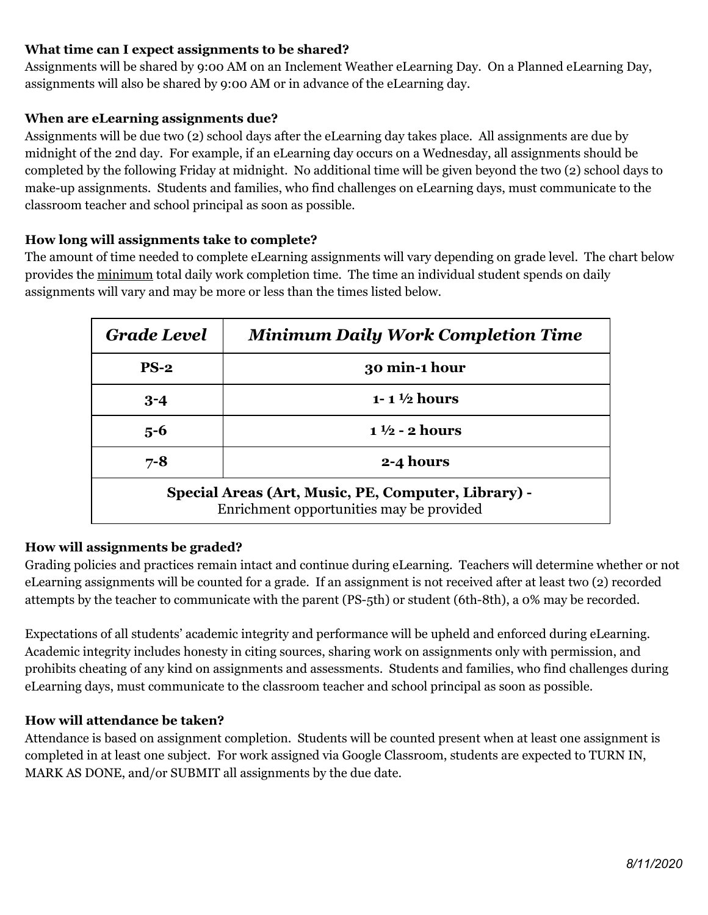**What time can I expect assignments to be shared?**

Assignments will be shared by 9:00 AM on an Inclement Weather eLearning Day. On a Planned eLearning Day, assignments will also be shared by 9:00 AM or in advance of the eLearning day.

**When are eLearning assignments due?**

Assignments will be due two (2) school days after the eLearning day takes place. All assignments are due by midnight of the 2nd day. For example, if an eLearning day occurs on a Wednesday, all assignments should be completed by the following Friday at midnight. No additional time will be given beyond the two (2) school days to make-up assignments. Students and families, who find challenges on eLearning days, must communicate to the classroom teacher and school principal as soon as possible.

**How long will assignments take to complete?**

The amount of time needed to complete eLearning assignments will vary depending on grade level. The chart below provides the minimum total daily work completion time. The time an individual student spends on daily assignments will vary and may be more or less than the times listed below.

| ***Grade Level*** | ***Minimum Daily Work Completion Time*** |
|---|---|
| **PS-2** | **30 min-1 hour** |
| **3-4** | **1- 1 ½ hours** |
| **5-6** | **1 ½ - 2 hours** |
| **7-8** | **2-4 hours** |
| **Special Areas (Art, Music, PE, Computer, Library) -** Enrichment opportunities may be provided | |

**How will assignments be graded?**

Grading policies and practices remain intact and continue during eLearning. Teachers will determine whether or not eLearning assignments will be counted for a grade. If an assignment is not received after at least two (2) recorded attempts by the teacher to communicate with the parent (PS-5th) or student (6th-8th), a 0% may be recorded.

Expectations of all students' academic integrity and performance will be upheld and enforced during eLearning. Academic integrity includes honesty in citing sources, sharing work on assignments only with permission, and prohibits cheating of any kind on assignments and assessments. Students and families, who find challenges during eLearning days, must communicate to the classroom teacher and school principal as soon as possible.

**How will attendance be taken?**

Attendance is based on assignment completion. Students will be counted present when at least one assignment is completed in at least one subject. For work assigned via Google Classroom, students are expected to TURN IN, MARK AS DONE, and/or SUBMIT all assignments by the due date.

*8/11/2020*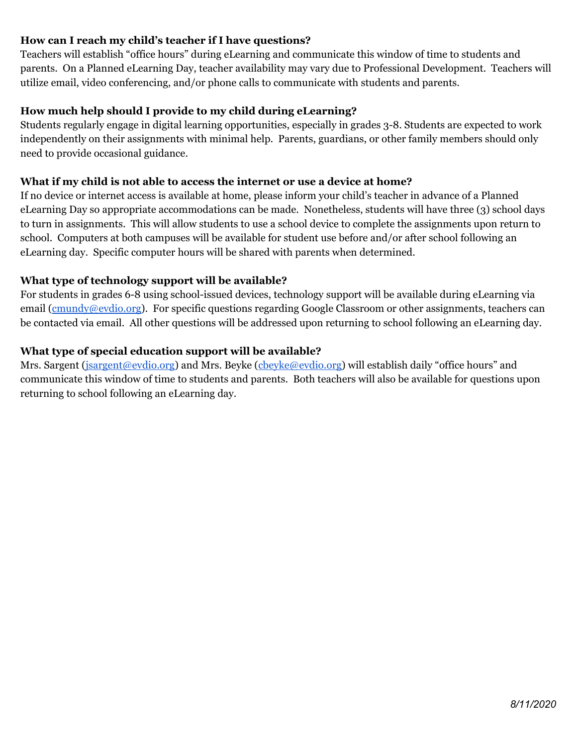**How can I reach my child's teacher if I have questions?**

Teachers will establish "office hours" during eLearning and communicate this window of time to students and parents. On a Planned eLearning Day, teacher availability may vary due to Professional Development. Teachers will utilize email, video conferencing, and/or phone calls to communicate with students and parents.

**How much help should I provide to my child during eLearning?**

Students regularly engage in digital learning opportunities, especially in grades 3-8. Students are expected to work independently on their assignments with minimal help. Parents, guardians, or other family members should only need to provide occasional guidance.

**What if my child is not able to access the internet or use a device at home?**

If no device or internet access is available at home, please inform your child's teacher in advance of a Planned eLearning Day so appropriate accommodations can be made. Nonetheless, students will have three (3) school days to turn in assignments. This will allow students to use a school device to complete the assignments upon return to school. Computers at both campuses will be available for student use before and/or after school following an eLearning day. Specific computer hours will be shared with parents when determined.

**What type of technology support will be available?**

For students in grades 6-8 using school-issued devices, technology support will be available during eLearning via email (cmundy@evdio.org). For specific questions regarding Google Classroom or other assignments, teachers can be contacted via email. All other questions will be addressed upon returning to school following an eLearning day.

**What type of special education support will be available?**

Mrs. Sargent (jsargent@evdio.org) and Mrs. Beyke (cbeyke@evdio.org) will establish daily "office hours" and communicate this window of time to students and parents. Both teachers will also be available for questions upon returning to school following an eLearning day.

*8/11/2020*